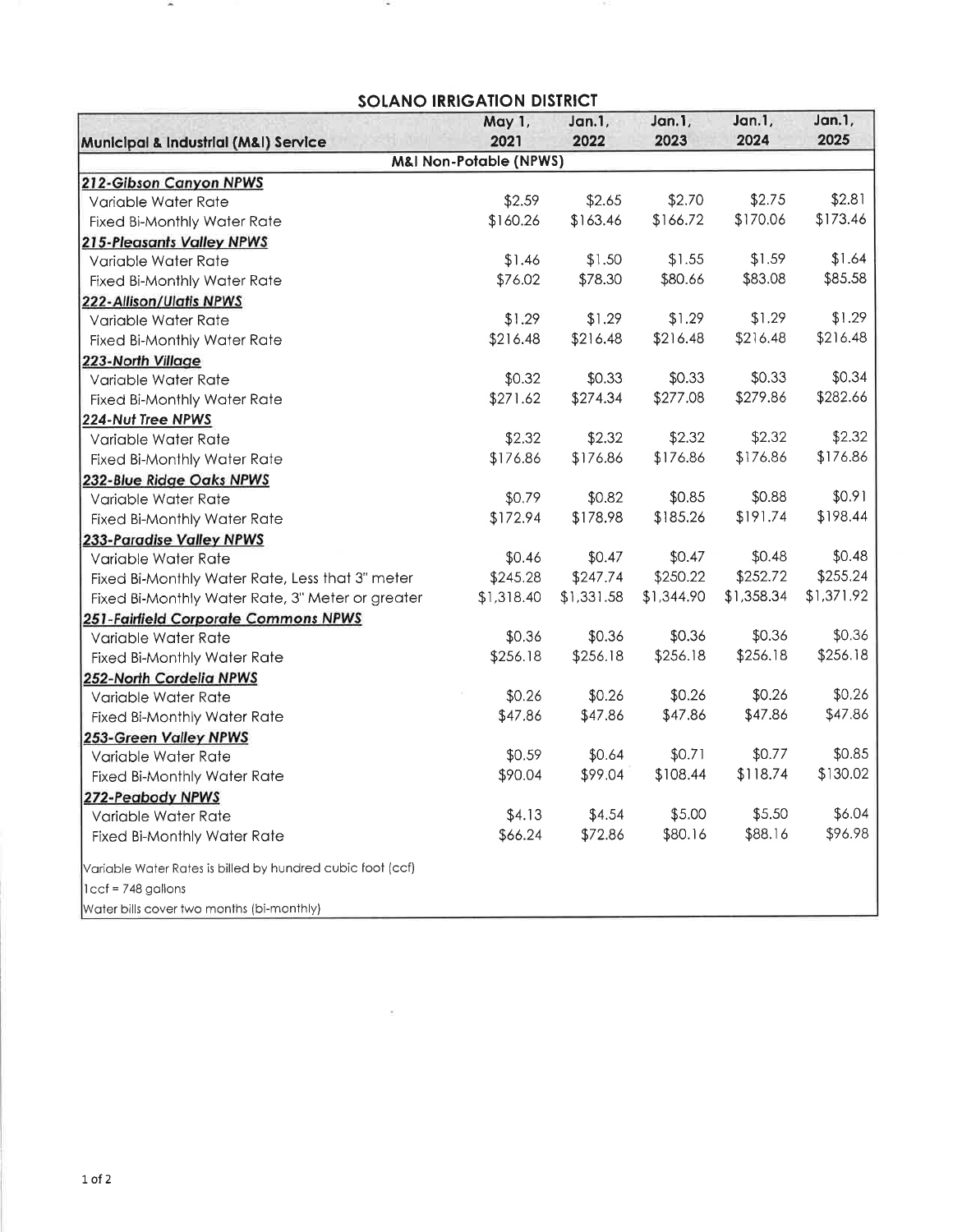## SOLANO IRRIGATION DISTRICT

| Municipal & Industrial (M&I) Service | May 1, 2021 | Jan.1, 2022 | Jan.1, 2023 | Jan.1, 2024 | Jan.1, 2025 |
|---|---|---|---|---|---|
| **M&I Non-Potable (NPWS)** | | | | | |
| ***212-Gibson Canyon NPWS*** | | | | | |
| Variable Water Rate | $2.59 | $2.65 | $2.70 | $2.75 | $2.81 |
| Fixed Bi-Monthly Water Rate | $160.26 | $163.46 | $166.72 | $170.06 | $173.46 |
| ***215-Pleasants Valley NPWS*** | | | | | |
| Variable Water Rate | $1.46 | $1.50 | $1.55 | $1.59 | $1.64 |
| Fixed Bi-Monthly Water Rate | $76.02 | $78.30 | $80.66 | $83.08 | $85.58 |
| ***222-Allison/Ulatis NPWS*** | | | | | |
| Variable Water Rate | $1.29 | $1.29 | $1.29 | $1.29 | $1.29 |
| Fixed Bi-Monthly Water Rate | $216.48 | $216.48 | $216.48 | $216.48 | $216.48 |
| ***223-North Village*** | | | | | |
| Variable Water Rate | $0.32 | $0.33 | $0.33 | $0.33 | $0.34 |
| Fixed Bi-Monthly Water Rate | $271.62 | $274.34 | $277.08 | $279.86 | $282.66 |
| ***224-Nut Tree NPWS*** | | | | | |
| Variable Water Rate | $2.32 | $2.32 | $2.32 | $2.32 | $2.32 |
| Fixed Bi-Monthly Water Rate | $176.86 | $176.86 | $176.86 | $176.86 | $176.86 |
| ***232-Blue Ridge Oaks NPWS*** | | | | | |
| Variable Water Rate | $0.79 | $0.82 | $0.85 | $0.88 | $0.91 |
| Fixed Bi-Monthly Water Rate | $172.94 | $178.98 | $185.26 | $191.74 | $198.44 |
| ***233-Paradise Valley NPWS*** | | | | | |
| Variable Water Rate | $0.46 | $0.47 | $0.47 | $0.48 | $0.48 |
| Fixed Bi-Monthly Water Rate, Less that 3" meter | $245.28 | $247.74 | $250.22 | $252.72 | $255.24 |
| Fixed Bi-Monthly Water Rate, 3" Meter or greater | $1,318.40 | $1,331.58 | $1,344.90 | $1,358.34 | $1,371.92 |
| ***251-Fairfield Corporate Commons NPWS*** | | | | | |
| Variable Water Rate | $0.36 | $0.36 | $0.36 | $0.36 | $0.36 |
| Fixed Bi-Monthly Water Rate | $256.18 | $256.18 | $256.18 | $256.18 | $256.18 |
| ***252-North Cordelia NPWS*** | | | | | |
| Variable Water Rate | $0.26 | $0.26 | $0.26 | $0.26 | $0.26 |
| Fixed Bi-Monthly Water Rate | $47.86 | $47.86 | $47.86 | $47.86 | $47.86 |
| ***253-Green Valley NPWS*** | | | | | |
| Variable Water Rate | $0.59 | $0.64 | $0.71 | $0.77 | $0.85 |
| Fixed Bi-Monthly Water Rate | $90.04 | $99.04 | $108.44 | $118.74 | $130.02 |
| ***272-Peabody NPWS*** | | | | | |
| Variable Water Rate | $4.13 | $4.54 | $5.00 | $5.50 | $6.04 |
| Fixed Bi-Monthly Water Rate | $66.24 | $72.86 | $80.16 | $88.16 | $96.98 |

Variable Water Rates is billed by hundred cubic foot (ccf)

1ccf = 748 gallons

Water bills cover two months (bi-monthly)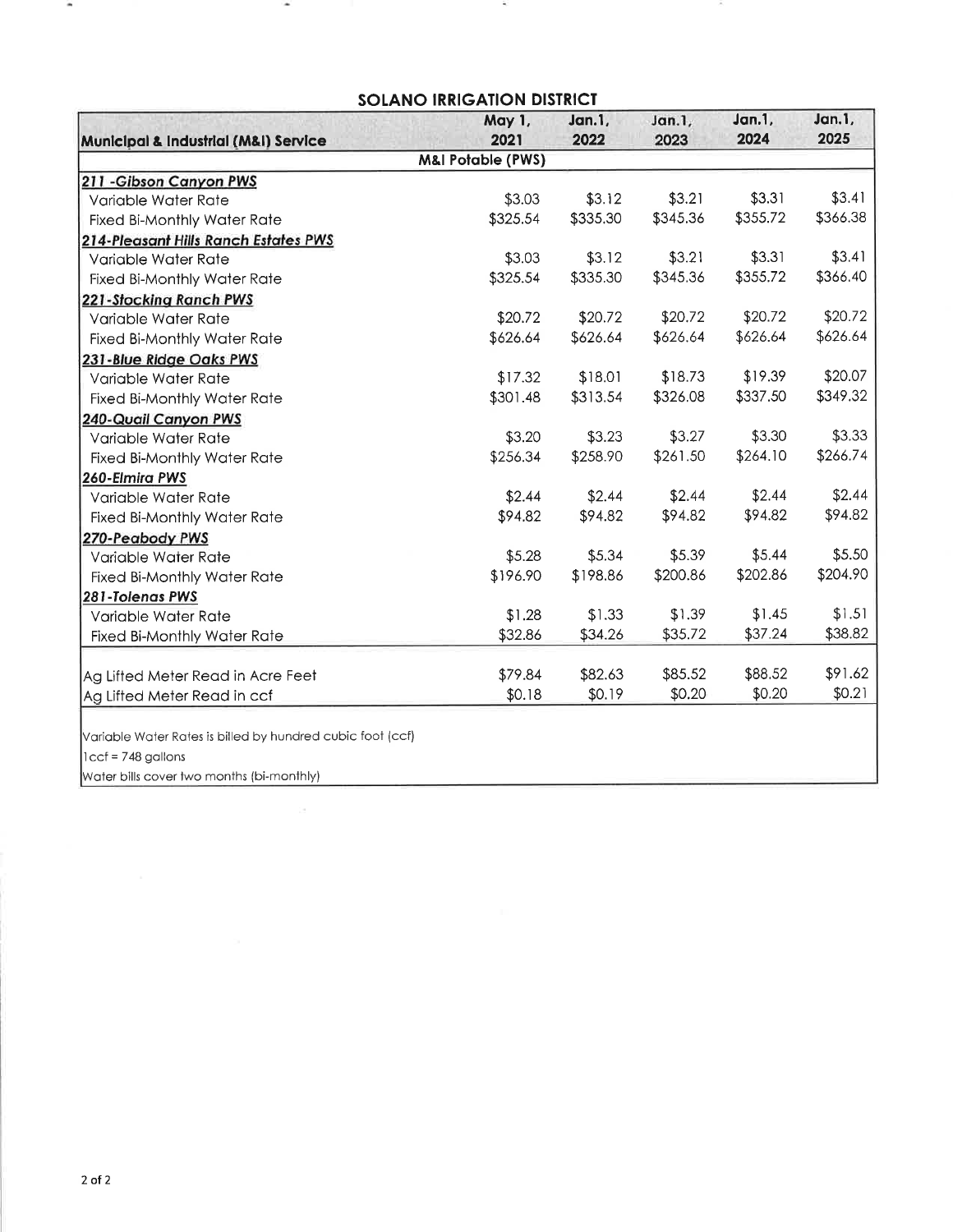## SOLANO IRRIGATION DISTRICT

| Municipal & Industrial (M&I) Service | May 1, 2021 | Jan.1, 2022 | Jan.1, 2023 | Jan.1, 2024 | Jan.1, 2025 |
|---|---|---|---|---|---|
| | M&I Potable (PWS) | | | | |
| **211 -Gibson Canyon PWS** | | | | | |
| Variable Water Rate | $3.03 | $3.12 | $3.21 | $3.31 | $3.41 |
| Fixed Bi-Monthly Water Rate | $325.54 | $335.30 | $345.36 | $355.72 | $366.38 |
| **214-Pleasant Hills Ranch Estates PWS** | | | | | |
| Variable Water Rate | $3.03 | $3.12 | $3.21 | $3.31 | $3.41 |
| Fixed Bi-Monthly Water Rate | $325.54 | $335.30 | $345.36 | $355.72 | $366.40 |
| **221-Stocking Ranch PWS** | | | | | |
| Variable Water Rate | $20.72 | $20.72 | $20.72 | $20.72 | $20.72 |
| Fixed Bi-Monthly Water Rate | $626.64 | $626.64 | $626.64 | $626.64 | $626.64 |
| **231-Blue Ridge Oaks PWS** | | | | | |
| Variable Water Rate | $17.32 | $18.01 | $18.73 | $19.39 | $20.07 |
| Fixed Bi-Monthly Water Rate | $301.48 | $313.54 | $326.08 | $337.50 | $349.32 |
| **240-Quail Canyon PWS** | | | | | |
| Variable Water Rate | $3.20 | $3.23 | $3.27 | $3.30 | $3.33 |
| Fixed Bi-Monthly Water Rate | $256.34 | $258.90 | $261.50 | $264.10 | $266.74 |
| **260-Elmira PWS** | | | | | |
| Variable Water Rate | $2.44 | $2.44 | $2.44 | $2.44 | $2.44 |
| Fixed Bi-Monthly Water Rate | $94.82 | $94.82 | $94.82 | $94.82 | $94.82 |
| **270-Peabody PWS** | | | | | |
| Variable Water Rate | $5.28 | $5.34 | $5.39 | $5.44 | $5.50 |
| Fixed Bi-Monthly Water Rate | $196.90 | $198.86 | $200.86 | $202.86 | $204.90 |
| **281-Tolenas PWS** | | | | | |
| Variable Water Rate | $1.28 | $1.33 | $1.39 | $1.45 | $1.51 |
| Fixed Bi-Monthly Water Rate | $32.86 | $34.26 | $35.72 | $37.24 | $38.82 |
| Ag Lifted Meter Read in Acre Feet | $79.84 | $82.63 | $85.52 | $88.52 | $91.62 |
| Ag Lifted Meter Read in ccf | $0.18 | $0.19 | $0.20 | $0.20 | $0.21 |

Variable Water Rates is billed by hundred cubic foot (ccf)

1ccf = 748 gallons

Water bills cover two months (bi-monthly)